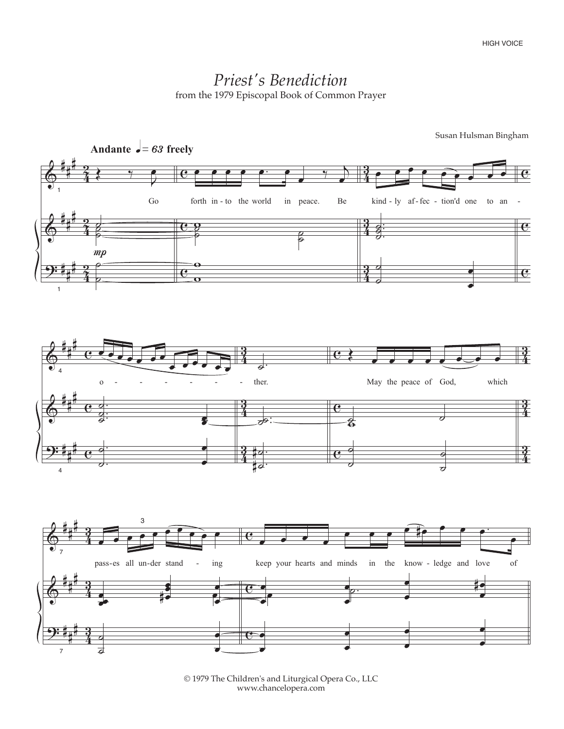HIGH VOICE

# *Priest's Benediction*

from the 1979 Episcopal Book of Common Prayer

Susan Hulsman Bingham

**Andante** ♩ = 63 **freely**

Go forth into the world in peace. Be kindly affection'd one to another.

May the peace of God, which passes all understanding keep your hearts and minds in the knowledge and love of

© 1979 The Children's and Liturgical Opera Co., LLC
www.chanceopera.com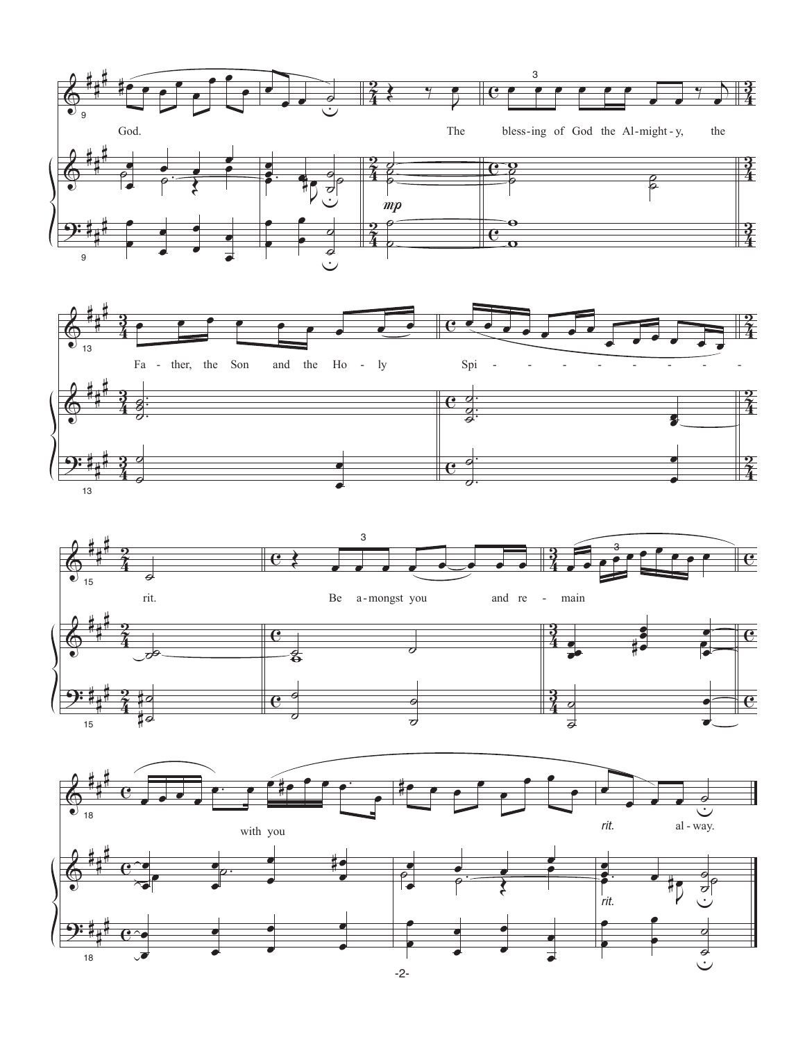God. The bless-ing of God the Al-might-y, the

*mp*

Fa - ther, the Son and the Ho - ly Spi - - - - - - - - - - - -

rit.

Be a-mongst you and re - main

with you *rit.* al - way.

*rit.*